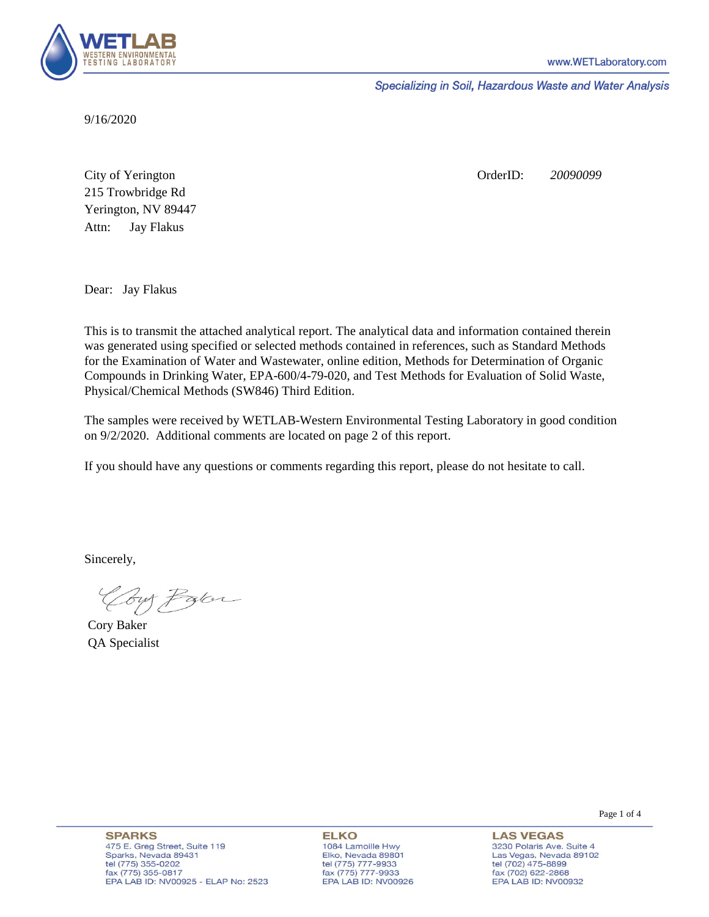**WETLAB**
WESTERN ENVIRONMENTAL TESTING LABORATORY

www.WETLaboratory.com

*Specializing in Soil, Hazardous Waste and Water Analysis*

9/16/2020

City of Yerington
215 Trowbridge Rd
Yerington, NV 89447
Attn: Jay Flakus

OrderID: *20090099*

Dear: Jay Flakus

This is to transmit the attached analytical report. The analytical data and information contained therein was generated using specified or selected methods contained in references, such as Standard Methods for the Examination of Water and Wastewater, online edition, Methods for Determination of Organic Compounds in Drinking Water, EPA-600/4-79-020, and Test Methods for Evaluation of Solid Waste, Physical/Chemical Methods (SW846) Third Edition.

The samples were received by WETLAB-Western Environmental Testing Laboratory in good condition on 9/2/2020. Additional comments are located on page 2 of this report.

If you should have any questions or comments regarding this report, please do not hesitate to call.

Sincerely,

Cory Baker
QA Specialist

**SPARKS**
475 E. Greg Street, Suite 119
Sparks, Nevada 89431
tel (775) 355-0202
fax (775) 355-0817
EPA LAB ID: NV00925 - ELAP No: 2523

**ELKO**
1084 Lamoille Hwy
Elko, Nevada 89801
tel (775) 777-9933
fax (775) 777-9933
EPA LAB ID: NV00926

**LAS VEGAS**
3230 Polaris Ave. Suite 4
Las Vegas, Nevada 89102
tel (702) 475-8899
fax (702) 622-2868
EPA LAB ID: NV00932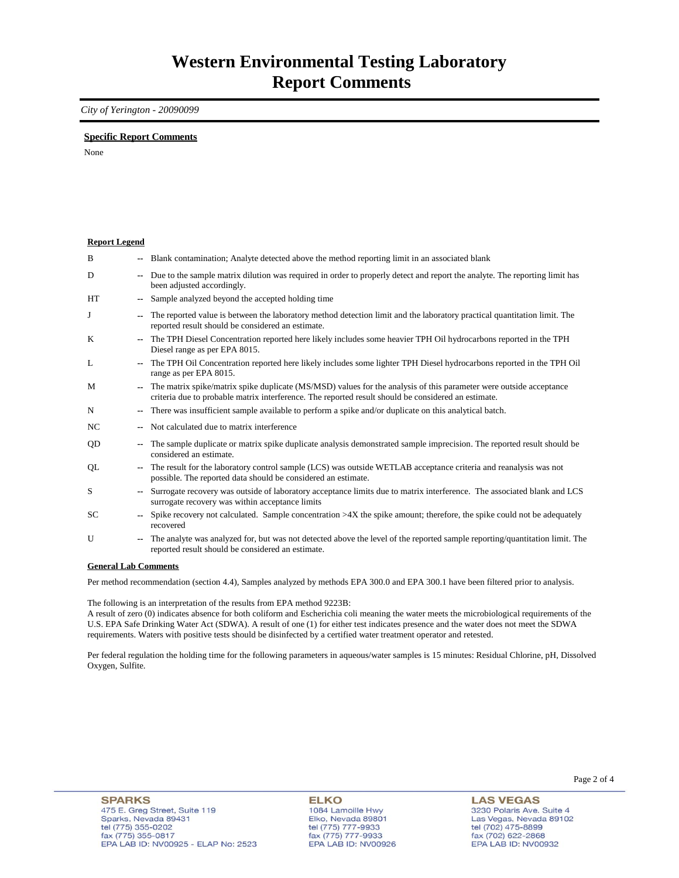# Western Environmental Testing Laboratory
# Report Comments

*City of Yerington - 20090099*

**Specific Report Comments**

None

**Report Legend**

| | | |
|---|---|---|
| B | -- | Blank contamination; Analyte detected above the method reporting limit in an associated blank |
| D | -- | Due to the sample matrix dilution was required in order to properly detect and report the analyte. The reporting limit has been adjusted accordingly. |
| HT | -- | Sample analyzed beyond the accepted holding time |
| J | -- | The reported value is between the laboratory method detection limit and the laboratory practical quantitation limit. The reported result should be considered an estimate. |
| K | -- | The TPH Diesel Concentration reported here likely includes some heavier TPH Oil hydrocarbons reported in the TPH Diesel range as per EPA 8015. |
| L | -- | The TPH Oil Concentration reported here likely includes some lighter TPH Diesel hydrocarbons reported in the TPH Oil range as per EPA 8015. |
| M | -- | The matrix spike/matrix spike duplicate (MS/MSD) values for the analysis of this parameter were outside acceptance criteria due to probable matrix interference. The reported result should be considered an estimate. |
| N | -- | There was insufficient sample available to perform a spike and/or duplicate on this analytical batch. |
| NC | -- | Not calculated due to matrix interference |
| QD | -- | The sample duplicate or matrix spike duplicate analysis demonstrated sample imprecision. The reported result should be considered an estimate. |
| QL | -- | The result for the laboratory control sample (LCS) was outside WETLAB acceptance criteria and reanalysis was not possible. The reported data should be considered an estimate. |
| S | -- | Surrogate recovery was outside of laboratory acceptance limits due to matrix interference. The associated blank and LCS surrogate recovery was within acceptance limits |
| SC | -- | Spike recovery not calculated. Sample concentration >4X the spike amount; therefore, the spike could not be adequately recovered |
| U | -- | The analyte was analyzed for, but was not detected above the level of the reported sample reporting/quantitation limit. The reported result should be considered an estimate. |

**General Lab Comments**

Per method recommendation (section 4.4), Samples analyzed by methods EPA 300.0 and EPA 300.1 have been filtered prior to analysis.

The following is an interpretation of the results from EPA method 9223B:
A result of zero (0) indicates absence for both coliform and Escherichia coli meaning the water meets the microbiological requirements of the U.S. EPA Safe Drinking Water Act (SDWA). A result of one (1) for either test indicates presence and the water does not meet the SDWA requirements. Waters with positive tests should be disinfected by a certified water treatment operator and retested.

Per federal regulation the holding time for the following parameters in aqueous/water samples is 15 minutes: Residual Chlorine, pH, Dissolved Oxygen, Sulfite.

**SPARKS**
475 E. Greg Street, Suite 119
Sparks, Nevada 89431
tel (775) 355-0202
fax (775) 355-0817
EPA LAB ID: NV00925 - ELAP No: 2523

**ELKO**
1084 Lamoille Hwy
Elko, Nevada 89801
tel (775) 777-9933
fax (775) 777-9933
EPA LAB ID: NV00926

**LAS VEGAS**
3230 Polaris Ave. Suite 4
Las Vegas, Nevada 89102
tel (702) 475-8899
fax (702) 622-2868
EPA LAB ID: NV00932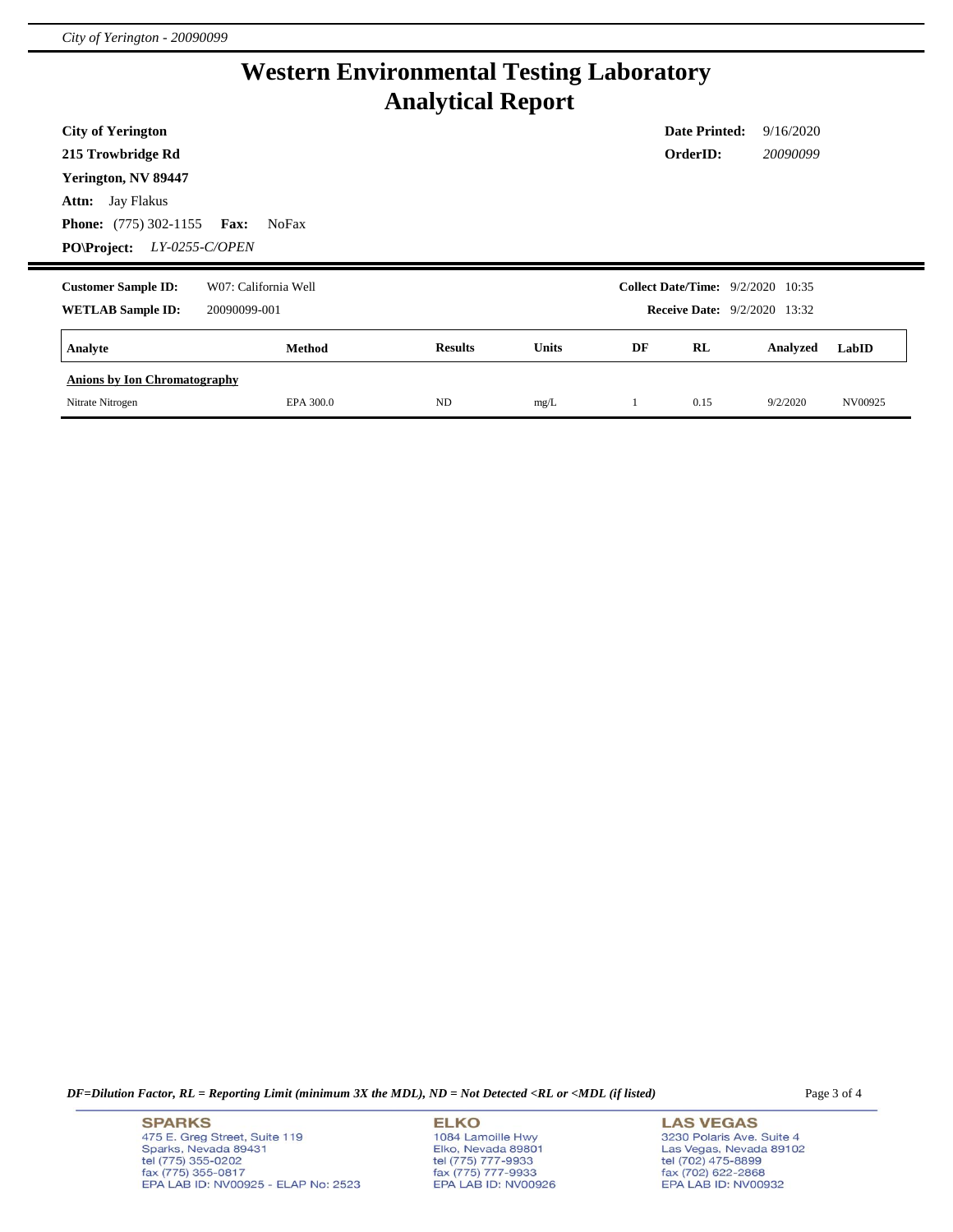# Western Environmental Testing Laboratory
# Analytical Report

**City of Yerington**
**215 Trowbridge Rd**
**Yerington, NV 89447**
**Attn:** Jay Flakus
**Phone:** (775) 302-1155 **Fax:** NoFax
**PO\Project:** *LY-0255-C/OPEN*

**Date Printed:** 9/16/2020
**OrderID:** *20090099*

---

**Customer Sample ID:** W07: California Well
**WETLAB Sample ID:** 20090099-001

**Collect Date/Time:** 9/2/2020 10:35
**Receive Date:** 9/2/2020 13:32

| Analyte | Method | Results | Units | DF | RL | Analyzed | LabID |
|---|---|---|---|---|---|---|---|
| **Anions by Ion Chromatography** | | | | | | | |
| Nitrate Nitrogen | EPA 300.0 | ND | mg/L | 1 | 0.15 | 9/2/2020 | NV00925 |

*DF=Dilution Factor, RL = Reporting Limit (minimum 3X the MDL), ND = Not Detected <RL or <MDL (if listed)*

**SPARKS**
475 E. Greg Street, Suite 119
Sparks, Nevada 89431
tel (775) 355-0202
fax (775) 355-0817
EPA LAB ID: NV00925 - ELAP No: 2523

**ELKO**
1084 Lamoille Hwy
Elko, Nevada 89801
tel (775) 777-9933
fax (775) 777-9933
EPA LAB ID: NV00926

**LAS VEGAS**
3230 Polaris Ave. Suite 4
Las Vegas, Nevada 89102
tel (702) 475-8899
fax (702) 622-2868
EPA LAB ID: NV00932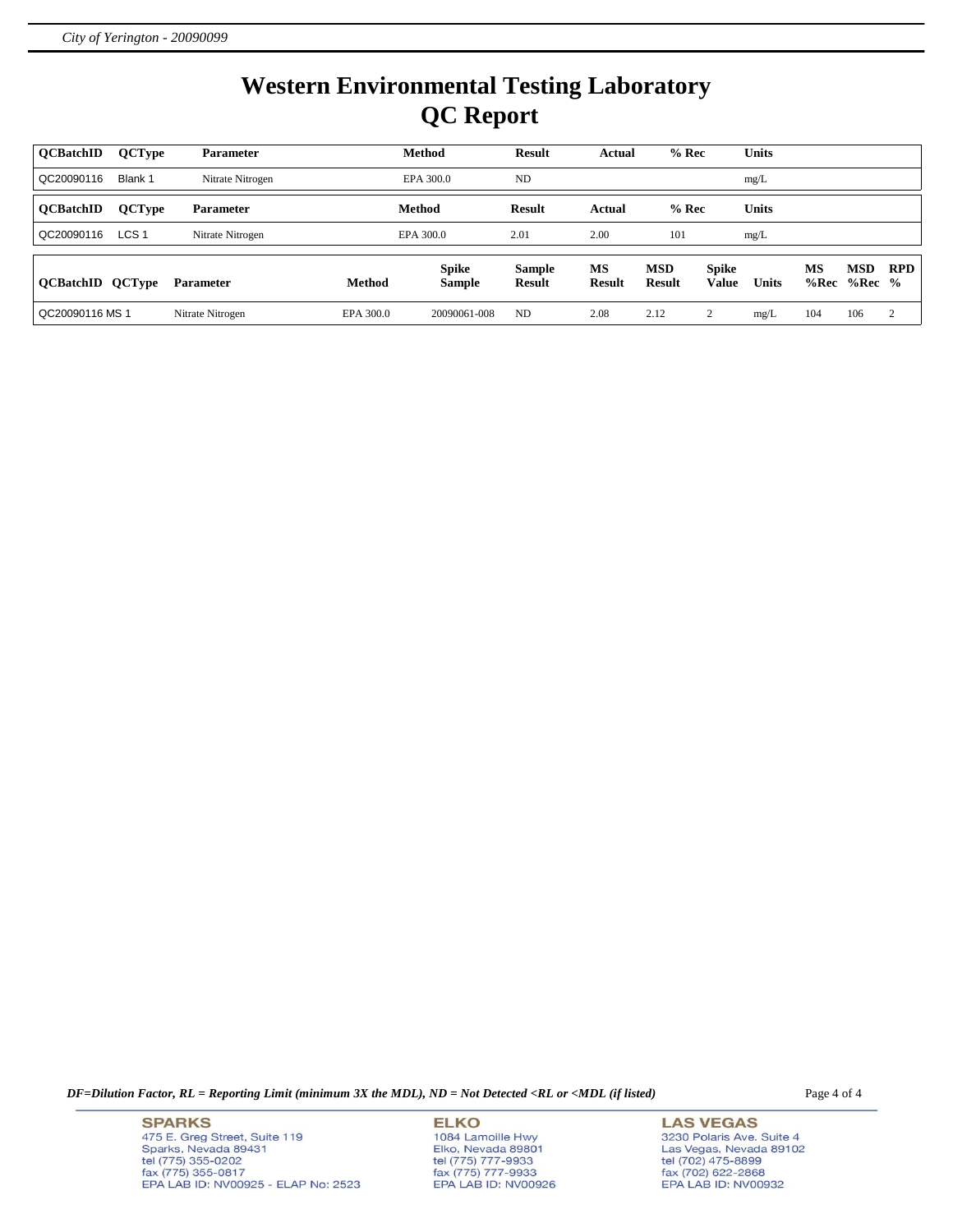# Western Environmental Testing Laboratory
# QC Report

| QCBatchID | QCType | Parameter | Method | Result | Actual | % Rec | Units |
|---|---|---|---|---|---|---|---|
| QC20090116 | Blank 1 | Nitrate Nitrogen | EPA 300.0 | ND | | | mg/L |

| QCBatchID | QCType | Parameter | Method | Result | Actual | % Rec | Units |
|---|---|---|---|---|---|---|---|
| QC20090116 | LCS 1 | Nitrate Nitrogen | EPA 300.0 | 2.01 | 2.00 | 101 | mg/L |

| QCBatchID | QCType | Parameter | Method | Spike Sample | Sample Result | MS Result | MSD Result | Spike Value | Units | MS %Rec | MSD %Rec | RPD % |
|---|---|---|---|---|---|---|---|---|---|---|---|---|
| QC20090116 | MS 1 | Nitrate Nitrogen | EPA 300.0 | 20090061-008 | ND | 2.08 | 2.12 | 2 | mg/L | 104 | 106 | 2 |

*DF=Dilution Factor, RL = Reporting Limit (minimum 3X the MDL), ND = Not Detected <RL or <MDL (if listed)*

**SPARKS**
475 E. Greg Street, Suite 119
Sparks, Nevada 89431
tel (775) 355-0202
fax (775) 355-0817
EPA LAB ID: NV00925 - ELAP No: 2523

**ELKO**
1084 Lamoille Hwy
Elko, Nevada 89801
tel (775) 777-9933
fax (775) 777-9933
EPA LAB ID: NV00926

**LAS VEGAS**
3230 Polaris Ave. Suite 4
Las Vegas, Nevada 89102
tel (702) 475-8899
fax (702) 622-2868
EPA LAB ID: NV00932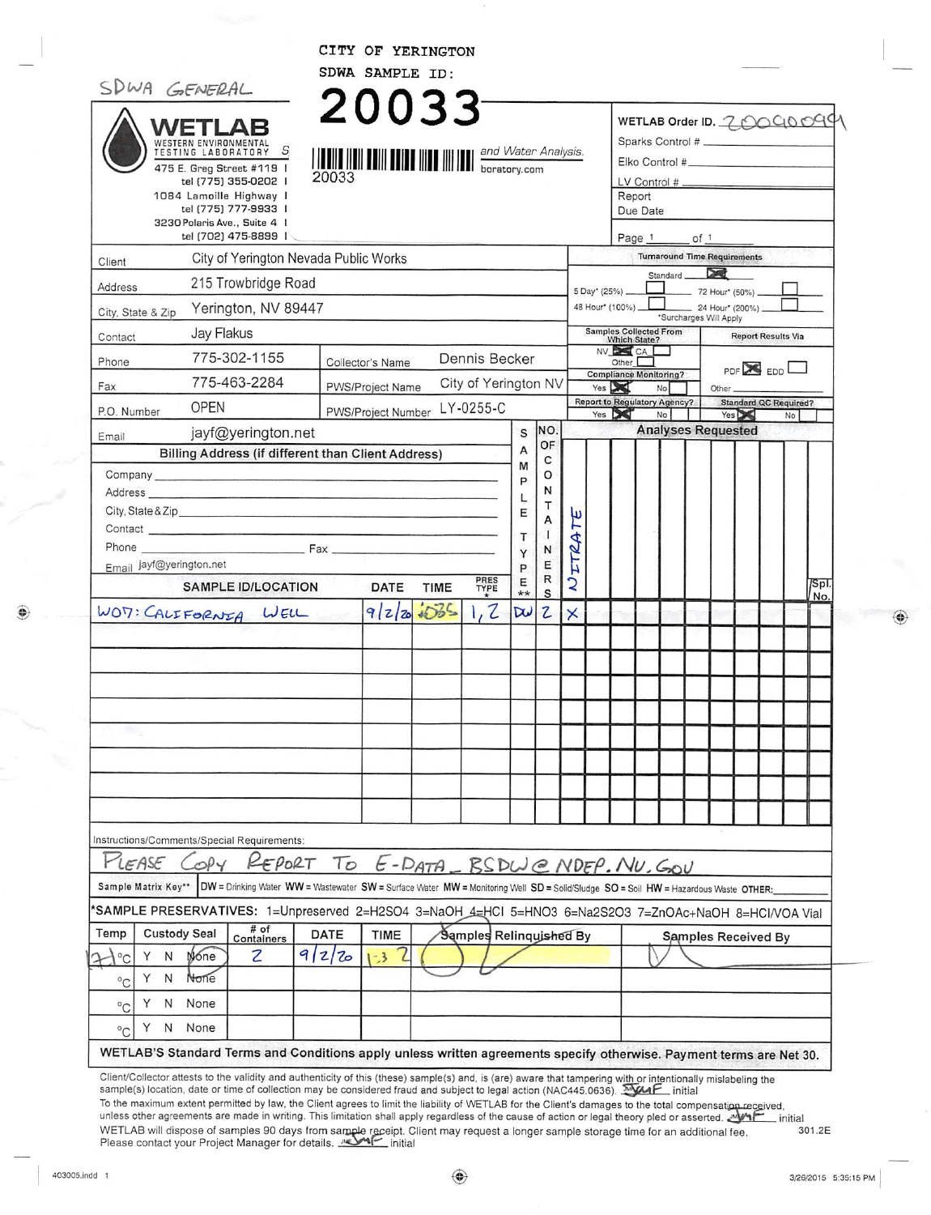SDWA GENERAL

CITY OF YERINGTON

SDWA SAMPLE ID:

# 20033

20033

**WETLAB**
WESTERN ENVIRONMENTAL TESTING LABORATORY

475 E. Greg Street #119 | tel (775) 355-0202
1084 Lamoille Highway | tel (775) 777-9933
3230 Polaris Ave., Suite 4 | tel (702) 475-8899

and Water Analysis.
boratory.com

WETLAB Order ID. 20090099
Sparks Control #
Elko Control #
LV Control #
Report Due Date
Page 1 of 1

| | |
|---|---|
| Client | City of Yerington Nevada Public Works |
| Address | 215 Trowbridge Road |
| City, State & Zip | Yerington, NV 89447 |
| Contact | Jay Flakus |
| Phone | 775-302-1155 |
| Fax | 775-463-2284 |
| P.O. Number | OPEN |
| Email | jayf@yerington.net |
| Collector's Name | Dennis Becker |
| PWS/Project Name | City of Yerington NV |
| PWS/Project Number | LY-0255-C |

**Turnaround Time Requirements**
Standard [X] 5 Day* (25%) [ ] 72 Hour* (50%) [ ] 48 Hour* (100%) [ ] 24 Hour* (200%) [ ]
*Surcharges Will Apply

**Samples Collected From Which State?** NV [X] CA [ ] Other [ ]
**Report Results Via** PDF [X] EDD [ ] Other
**Compliance Monitoring?** Yes [X] No [ ]
**Report to Regulatory Agency?** Yes [X] No [ ]
**Standard QC Required?** Yes [X] No [ ]

**Billing Address (if different than Client Address)**
Company
Address
City, State & Zip
Contact
Phone Fax
Email jayf@yerington.net

**Analyses Requested**

| SAMPLE ID/LOCATION | DATE | TIME | PRES TYPE* | SAMPLE TYPE** | NO. OF CONTAINERS | NITRATE | Spl. No. |
|---|---|---|---|---|---|---|---|
| W07: CALIFORNIA WELL | 9/2/20 | 1035 | 1, 2 | DW | 2 | X | |

Instructions/Comments/Special Requirements:
PLEASE COPY REPORT TO E-DATA_BSDW@NDEP.NV.GOV

Sample Matrix Key** DW = Drinking Water WW = Wastewater SW = Surface Water MW = Monitoring Well SD = Solid/Sludge SO = Soil HW = Hazardous Waste OTHER:

*SAMPLE PRESERVATIVES: 1=Unpreserved 2=H2SO4 3=NaOH 4=HCl 5=HNO3 6=Na2S2O3 7=ZnOAc+NaOH 8=HCl/VOA Vial

| Temp | Custody Seal | # of Containers | DATE | TIME | Samples Relinquished By | Samples Received By |
|---|---|---|---|---|---|---|
| 17.1 °C | Y N None | 2 | 9/2/20 | 1:32 | | |
| °C | Y N None | | | | | |
| °C | Y N None | | | | | |
| °C | Y N None | | | | | |

**WETLAB'S Standard Terms and Conditions apply unless written agreements specify otherwise. Payment terms are Net 30.**

Client/Collector attests to the validity and authenticity of this (these) sample(s) and, is (are) aware that tampering with or intentionally mislabeling the sample(s) location, date or time of collection may be considered fraud and subject to legal action (NAC445.0636). ___ initial
To the maximum extent permitted by law, the Client agrees to limit the liability of WETLAB for the Client's damages to the total compensation received, unless other agreements are made in writing. This limitation shall apply regardless of the cause of action or legal theory pled or asserted. ___ initial
WETLAB will dispose of samples 90 days from sample receipt. Client may request a longer sample storage time for an additional fee. Please contact your Project Manager for details. ___ initial

301.2E